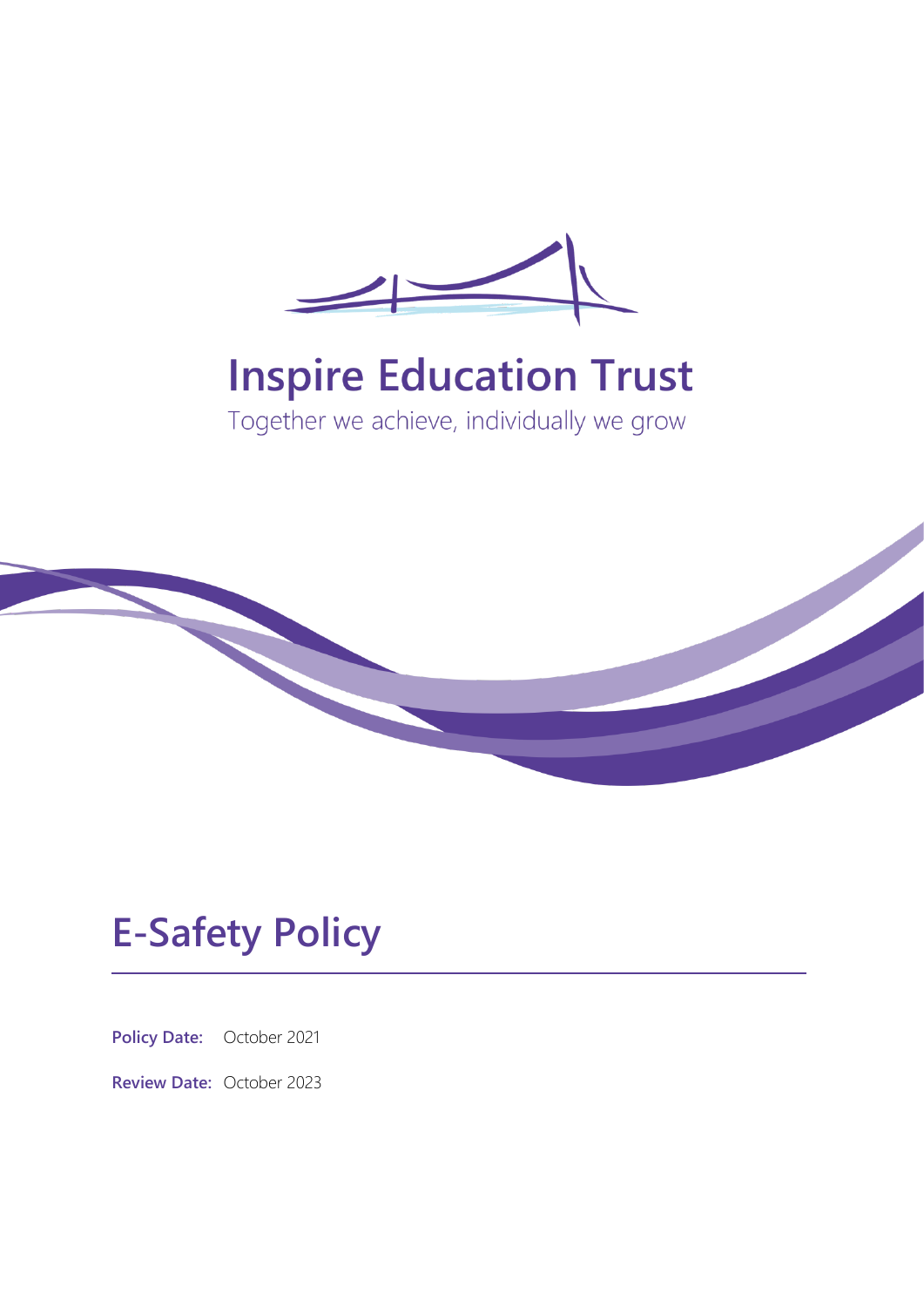# Inspire Education Trust

Together we achieve, individually we grow

# E-Safety Policy

**Policy Date:** October 2021

**Review Date:** October 2023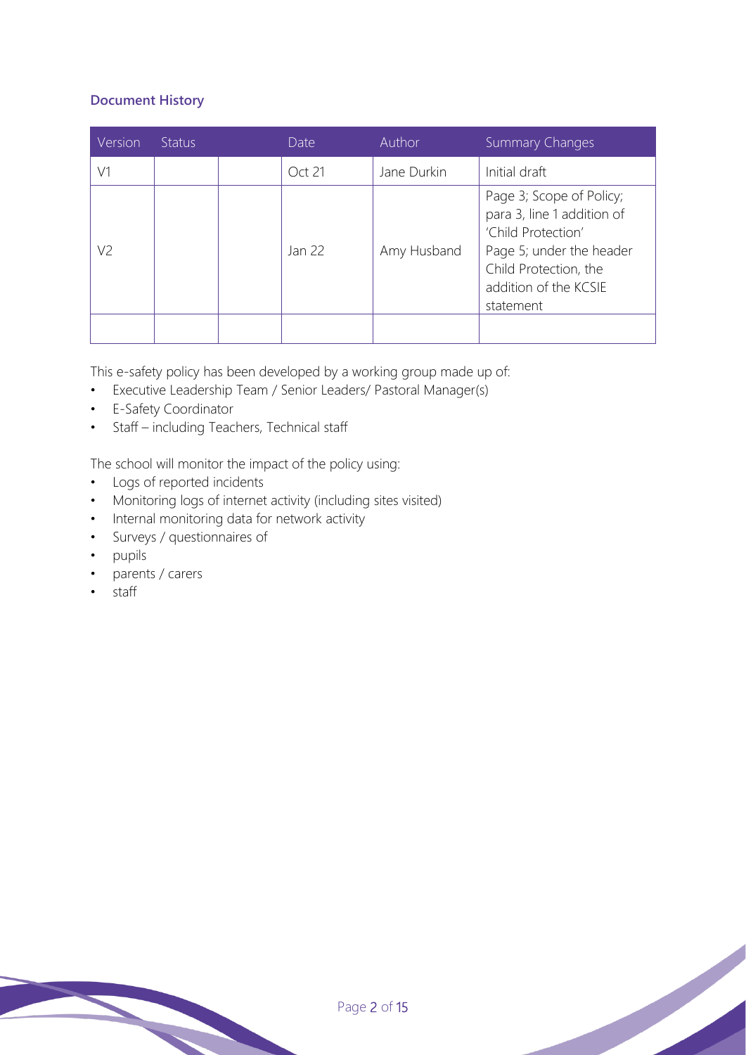### Document History

| Version | Status | | Date | Author | Summary Changes |
|---|---|---|---|---|---|
| V1 | | | Oct 21 | Jane Durkin | Initial draft |
| V2 | | | Jan 22 | Amy Husband | Page 3; Scope of Policy; para 3, line 1 addition of 'Child Protection' Page 5; under the header Child Protection, the addition of the KCSIE statement |
| | | | | | |

This e-safety policy has been developed by a working group made up of:

- Executive Leadership Team / Senior Leaders/ Pastoral Manager(s)
- E-Safety Coordinator
- Staff – including Teachers, Technical staff

The school will monitor the impact of the policy using:

- Logs of reported incidents
- Monitoring logs of internet activity (including sites visited)
- Internal monitoring data for network activity
- Surveys / questionnaires of
- pupils
- parents / carers
- staff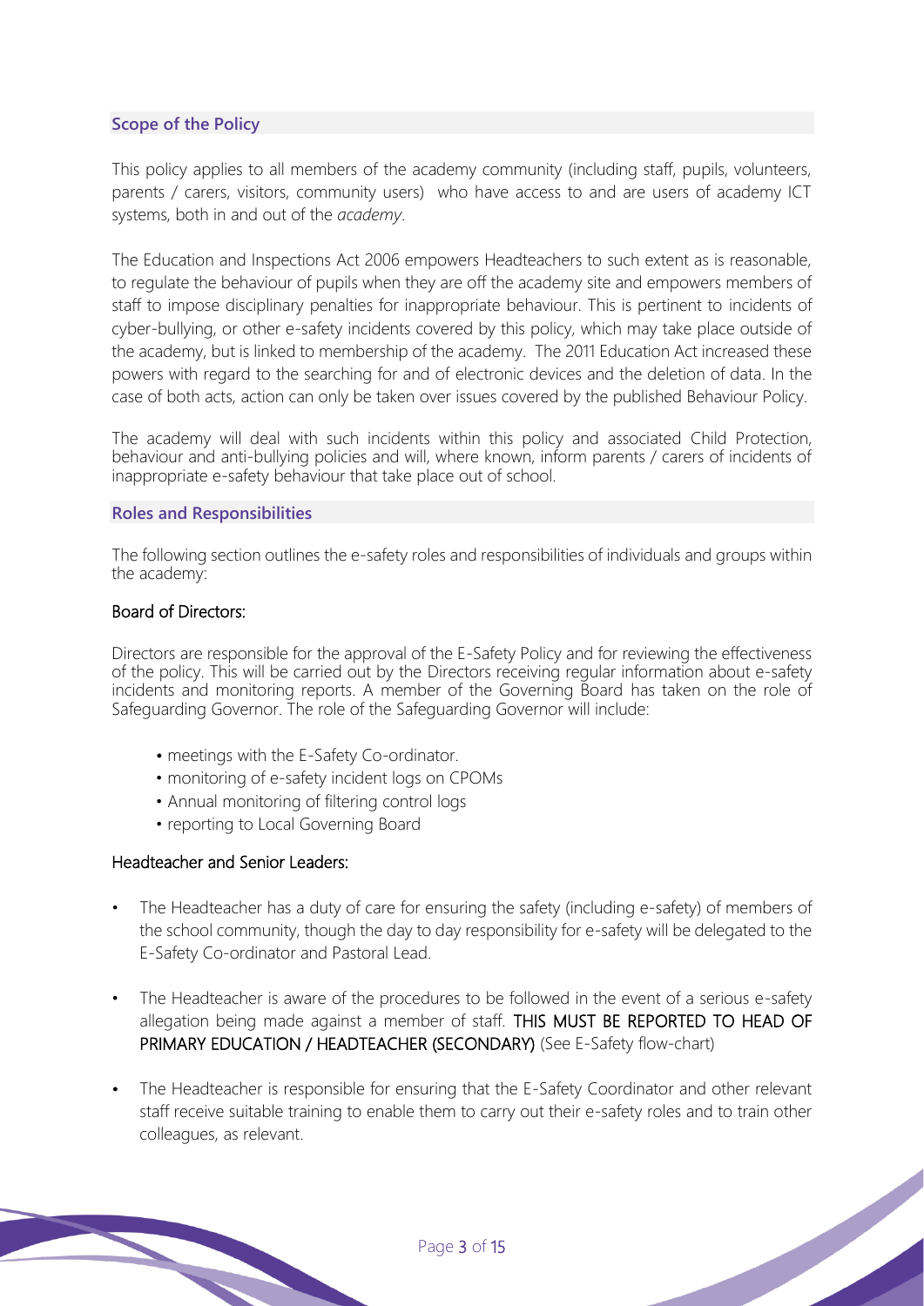## Scope of the Policy

This policy applies to all members of the academy community (including staff, pupils, volunteers, parents / carers, visitors, community users) who have access to and are users of academy ICT systems, both in and out of the *academy*.

The Education and Inspections Act 2006 empowers Headteachers to such extent as is reasonable, to regulate the behaviour of pupils when they are off the academy site and empowers members of staff to impose disciplinary penalties for inappropriate behaviour. This is pertinent to incidents of cyber-bullying, or other e-safety incidents covered by this policy, which may take place outside of the academy, but is linked to membership of the academy. The 2011 Education Act increased these powers with regard to the searching for and of electronic devices and the deletion of data. In the case of both acts, action can only be taken over issues covered by the published Behaviour Policy.

The academy will deal with such incidents within this policy and associated Child Protection, behaviour and anti-bullying policies and will, where known, inform parents / carers of incidents of inappropriate e-safety behaviour that take place out of school.

## Roles and Responsibilities

The following section outlines the e-safety roles and responsibilities of individuals and groups within the academy:

### Board of Directors:

Directors are responsible for the approval of the E-Safety Policy and for reviewing the effectiveness of the policy. This will be carried out by the Directors receiving regular information about e-safety incidents and monitoring reports. A member of the Governing Board has taken on the role of Safeguarding Governor. The role of the Safeguarding Governor will include:

- meetings with the E-Safety Co-ordinator.
- monitoring of e-safety incident logs on CPOMs
- Annual monitoring of filtering control logs
- reporting to Local Governing Board

### Headteacher and Senior Leaders:

- The Headteacher has a duty of care for ensuring the safety (including e-safety) of members of the school community, though the day to day responsibility for e-safety will be delegated to the E-Safety Co-ordinator and Pastoral Lead.
- The Headteacher is aware of the procedures to be followed in the event of a serious e-safety allegation being made against a member of staff. THIS MUST BE REPORTED TO HEAD OF PRIMARY EDUCATION / HEADTEACHER (SECONDARY) (See E-Safety flow-chart)
- The Headteacher is responsible for ensuring that the E-Safety Coordinator and other relevant staff receive suitable training to enable them to carry out their e-safety roles and to train other colleagues, as relevant.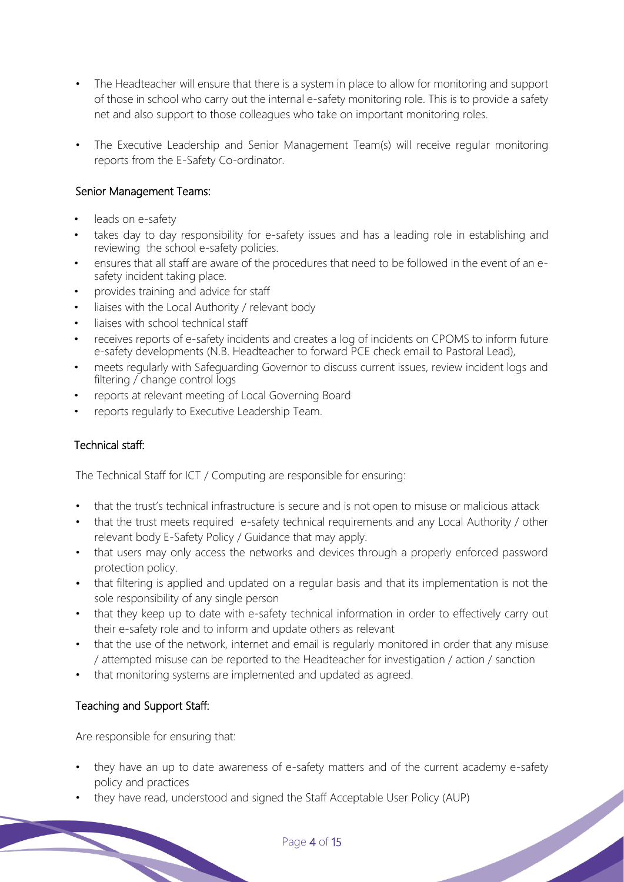- The Headteacher will ensure that there is a system in place to allow for monitoring and support of those in school who carry out the internal e-safety monitoring role. This is to provide a safety net and also support to those colleagues who take on important monitoring roles.
- The Executive Leadership and Senior Management Team(s) will receive regular monitoring reports from the E-Safety Co-ordinator.

### Senior Management Teams:

- leads on e-safety
- takes day to day responsibility for e-safety issues and has a leading role in establishing and reviewing the school e-safety policies.
- ensures that all staff are aware of the procedures that need to be followed in the event of an e-safety incident taking place.
- provides training and advice for staff
- liaises with the Local Authority / relevant body
- liaises with school technical staff
- receives reports of e-safety incidents and creates a log of incidents on CPOMS to inform future e-safety developments (N.B. Headteacher to forward PCE check email to Pastoral Lead),
- meets regularly with Safeguarding Governor to discuss current issues, review incident logs and filtering / change control logs
- reports at relevant meeting of Local Governing Board
- reports regularly to Executive Leadership Team.

### Technical staff:

The Technical Staff for ICT / Computing are responsible for ensuring:

- that the trust's technical infrastructure is secure and is not open to misuse or malicious attack
- that the trust meets required e-safety technical requirements and any Local Authority / other relevant body E-Safety Policy / Guidance that may apply.
- that users may only access the networks and devices through a properly enforced password protection policy.
- that filtering is applied and updated on a regular basis and that its implementation is not the sole responsibility of any single person
- that they keep up to date with e-safety technical information in order to effectively carry out their e-safety role and to inform and update others as relevant
- that the use of the network, internet and email is regularly monitored in order that any misuse / attempted misuse can be reported to the Headteacher for investigation / action / sanction
- that monitoring systems are implemented and updated as agreed.

### Teaching and Support Staff:

Are responsible for ensuring that:

- they have an up to date awareness of e-safety matters and of the current academy e-safety policy and practices
- they have read, understood and signed the Staff Acceptable User Policy (AUP)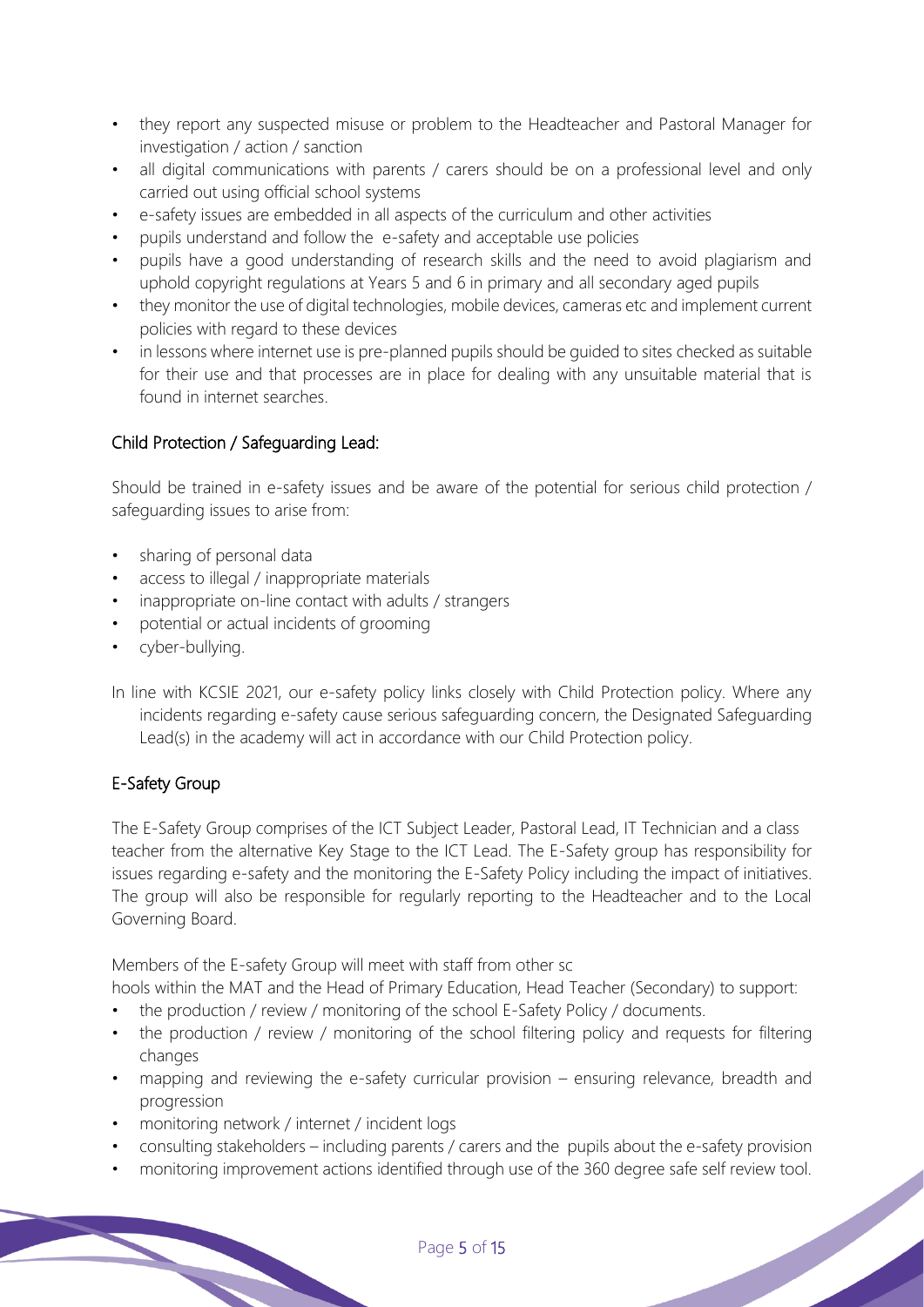- they report any suspected misuse or problem to the Headteacher and Pastoral Manager for investigation / action / sanction
- all digital communications with parents / carers should be on a professional level and only carried out using official school systems
- e-safety issues are embedded in all aspects of the curriculum and other activities
- pupils understand and follow the e-safety and acceptable use policies
- pupils have a good understanding of research skills and the need to avoid plagiarism and uphold copyright regulations at Years 5 and 6 in primary and all secondary aged pupils
- they monitor the use of digital technologies, mobile devices, cameras etc and implement current policies with regard to these devices
- in lessons where internet use is pre-planned pupils should be guided to sites checked as suitable for their use and that processes are in place for dealing with any unsuitable material that is found in internet searches.

## Child Protection / Safeguarding Lead:

Should be trained in e-safety issues and be aware of the potential for serious child protection / safeguarding issues to arise from:

- sharing of personal data
- access to illegal / inappropriate materials
- inappropriate on-line contact with adults / strangers
- potential or actual incidents of grooming
- cyber-bullying.

In line with KCSIE 2021, our e-safety policy links closely with Child Protection policy. Where any incidents regarding e-safety cause serious safeguarding concern, the Designated Safeguarding Lead(s) in the academy will act in accordance with our Child Protection policy.

## E-Safety Group

The E-Safety Group comprises of the ICT Subject Leader, Pastoral Lead, IT Technician and a class teacher from the alternative Key Stage to the ICT Lead. The E-Safety group has responsibility for issues regarding e-safety and the monitoring the E-Safety Policy including the impact of initiatives. The group will also be responsible for regularly reporting to the Headteacher and to the Local Governing Board.

Members of the E-safety Group will meet with staff from other schools within the MAT and the Head of Primary Education, Head Teacher (Secondary) to support:

- the production / review / monitoring of the school E-Safety Policy / documents.
- the production / review / monitoring of the school filtering policy and requests for filtering changes
- mapping and reviewing the e-safety curricular provision – ensuring relevance, breadth and progression
- monitoring network / internet / incident logs
- consulting stakeholders – including parents / carers and the pupils about the e-safety provision
- monitoring improvement actions identified through use of the 360 degree safe self review tool.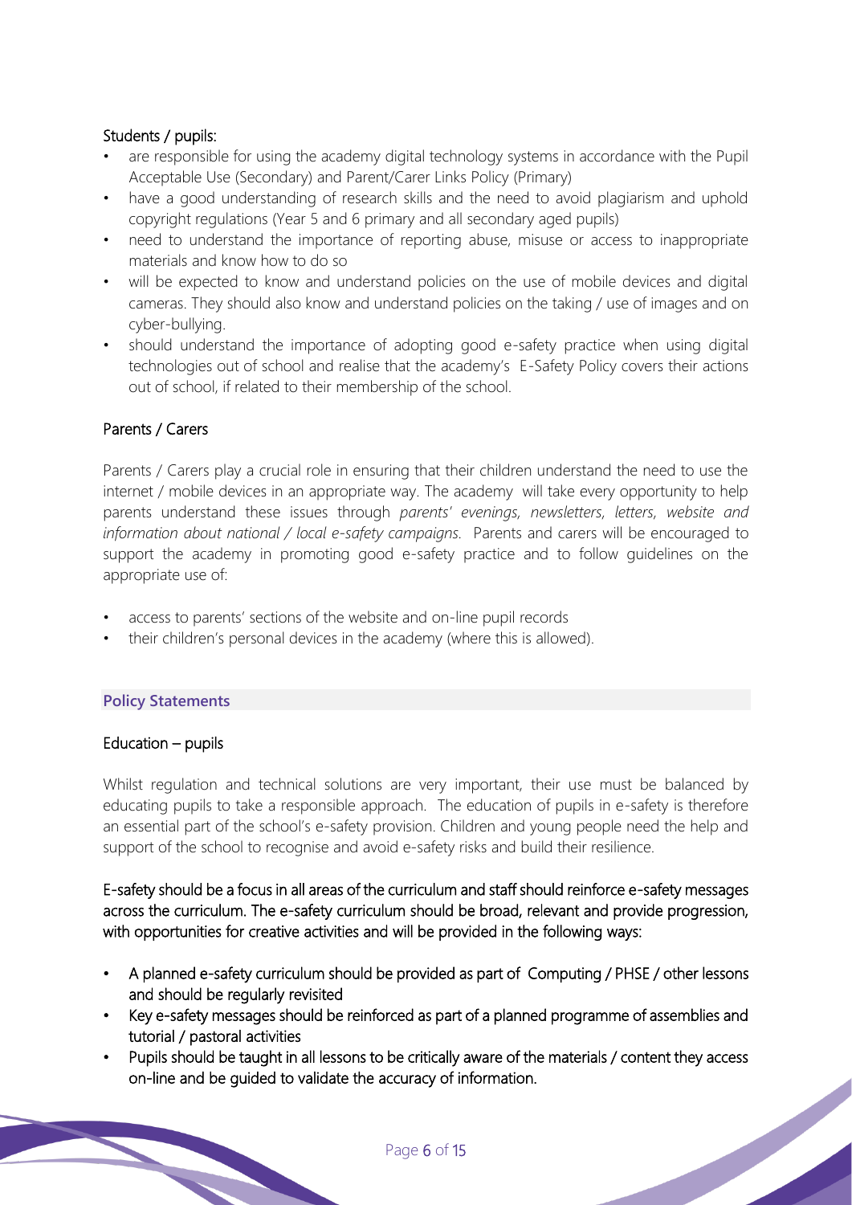### Students / pupils:

- are responsible for using the academy digital technology systems in accordance with the Pupil Acceptable Use (Secondary) and Parent/Carer Links Policy (Primary)
- have a good understanding of research skills and the need to avoid plagiarism and uphold copyright regulations (Year 5 and 6 primary and all secondary aged pupils)
- need to understand the importance of reporting abuse, misuse or access to inappropriate materials and know how to do so
- will be expected to know and understand policies on the use of mobile devices and digital cameras. They should also know and understand policies on the taking / use of images and on cyber-bullying.
- should understand the importance of adopting good e-safety practice when using digital technologies out of school and realise that the academy's E-Safety Policy covers their actions out of school, if related to their membership of the school.

### Parents / Carers

Parents / Carers play a crucial role in ensuring that their children understand the need to use the internet / mobile devices in an appropriate way. The academy will take every opportunity to help parents understand these issues through *parents' evenings, newsletters, letters, website and information about national / local e-safety campaigns.* Parents and carers will be encouraged to support the academy in promoting good e-safety practice and to follow guidelines on the appropriate use of:

- access to parents' sections of the website and on-line pupil records
- their children's personal devices in the academy (where this is allowed).

## Policy Statements

### Education – pupils

Whilst regulation and technical solutions are very important, their use must be balanced by educating pupils to take a responsible approach. The education of pupils in e-safety is therefore an essential part of the school's e-safety provision. Children and young people need the help and support of the school to recognise and avoid e-safety risks and build their resilience.

E-safety should be a focus in all areas of the curriculum and staff should reinforce e-safety messages across the curriculum. The e-safety curriculum should be broad, relevant and provide progression, with opportunities for creative activities and will be provided in the following ways:

- A planned e-safety curriculum should be provided as part of Computing / PHSE / other lessons and should be regularly revisited
- Key e-safety messages should be reinforced as part of a planned programme of assemblies and tutorial / pastoral activities
- Pupils should be taught in all lessons to be critically aware of the materials / content they access on-line and be guided to validate the accuracy of information.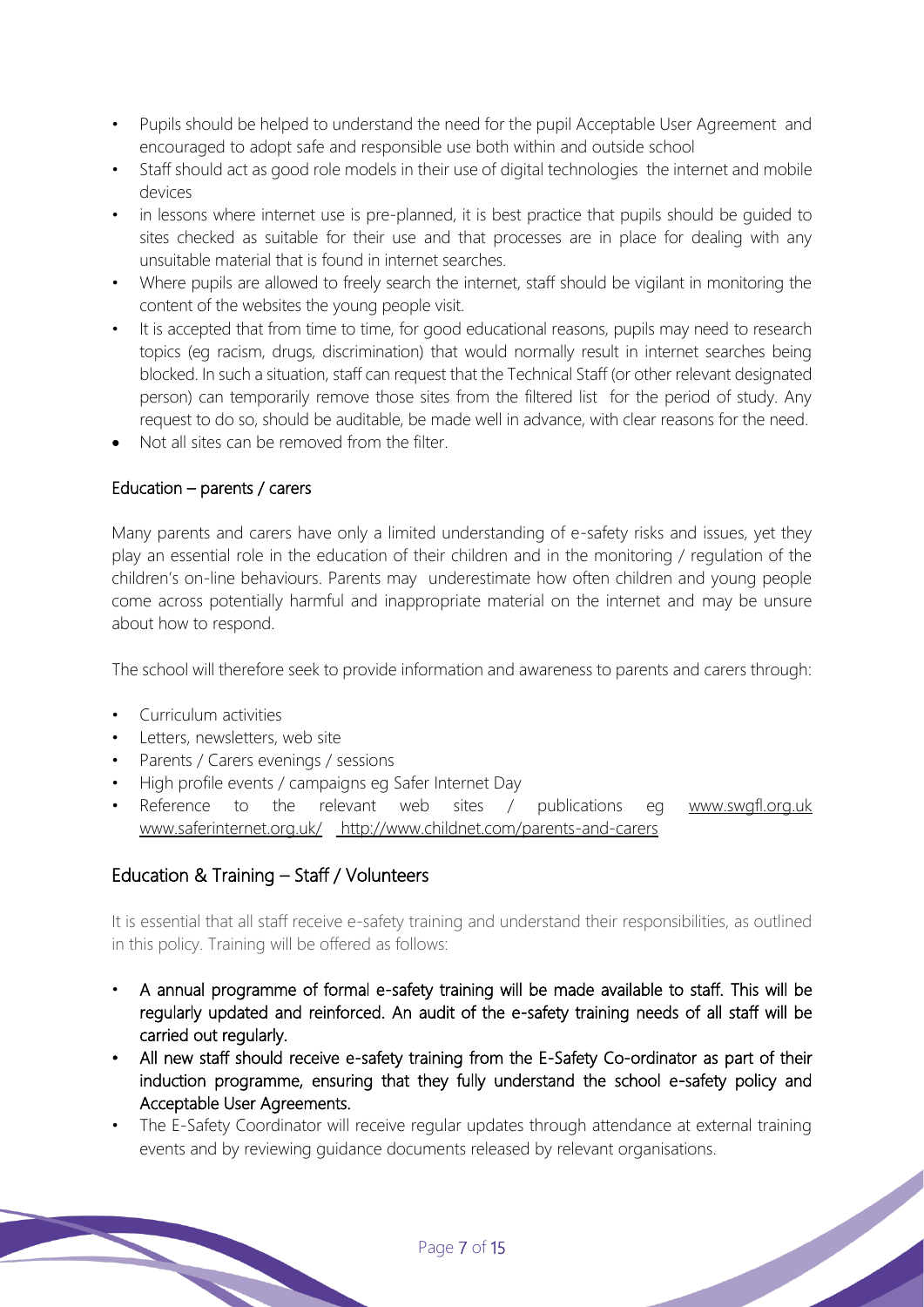- Pupils should be helped to understand the need for the pupil Acceptable User Agreement and encouraged to adopt safe and responsible use both within and outside school
- Staff should act as good role models in their use of digital technologies the internet and mobile devices
- in lessons where internet use is pre-planned, it is best practice that pupils should be guided to sites checked as suitable for their use and that processes are in place for dealing with any unsuitable material that is found in internet searches.
- Where pupils are allowed to freely search the internet, staff should be vigilant in monitoring the content of the websites the young people visit.
- It is accepted that from time to time, for good educational reasons, pupils may need to research topics (eg racism, drugs, discrimination) that would normally result in internet searches being blocked. In such a situation, staff can request that the Technical Staff (or other relevant designated person) can temporarily remove those sites from the filtered list for the period of study. Any request to do so, should be auditable, be made well in advance, with clear reasons for the need.
- Not all sites can be removed from the filter.

### Education – parents / carers

Many parents and carers have only a limited understanding of e-safety risks and issues, yet they play an essential role in the education of their children and in the monitoring / regulation of the children's on-line behaviours. Parents may underestimate how often children and young people come across potentially harmful and inappropriate material on the internet and may be unsure about how to respond.

The school will therefore seek to provide information and awareness to parents and carers through:

- Curriculum activities
- Letters, newsletters, web site
- Parents / Carers evenings / sessions
- High profile events / campaigns eg Safer Internet Day
- Reference to the relevant web sites / publications eg www.swgfl.org.uk www.saferinternet.org.uk/ http://www.childnet.com/parents-and-carers

## Education & Training – Staff / Volunteers

It is essential that all staff receive e-safety training and understand their responsibilities, as outlined in this policy. Training will be offered as follows:

- A annual programme of formal e-safety training will be made available to staff. This will be regularly updated and reinforced. An audit of the e-safety training needs of all staff will be carried out regularly.
- All new staff should receive e-safety training from the E-Safety Co-ordinator as part of their induction programme, ensuring that they fully understand the school e-safety policy and Acceptable User Agreements.
- The E-Safety Coordinator will receive regular updates through attendance at external training events and by reviewing guidance documents released by relevant organisations.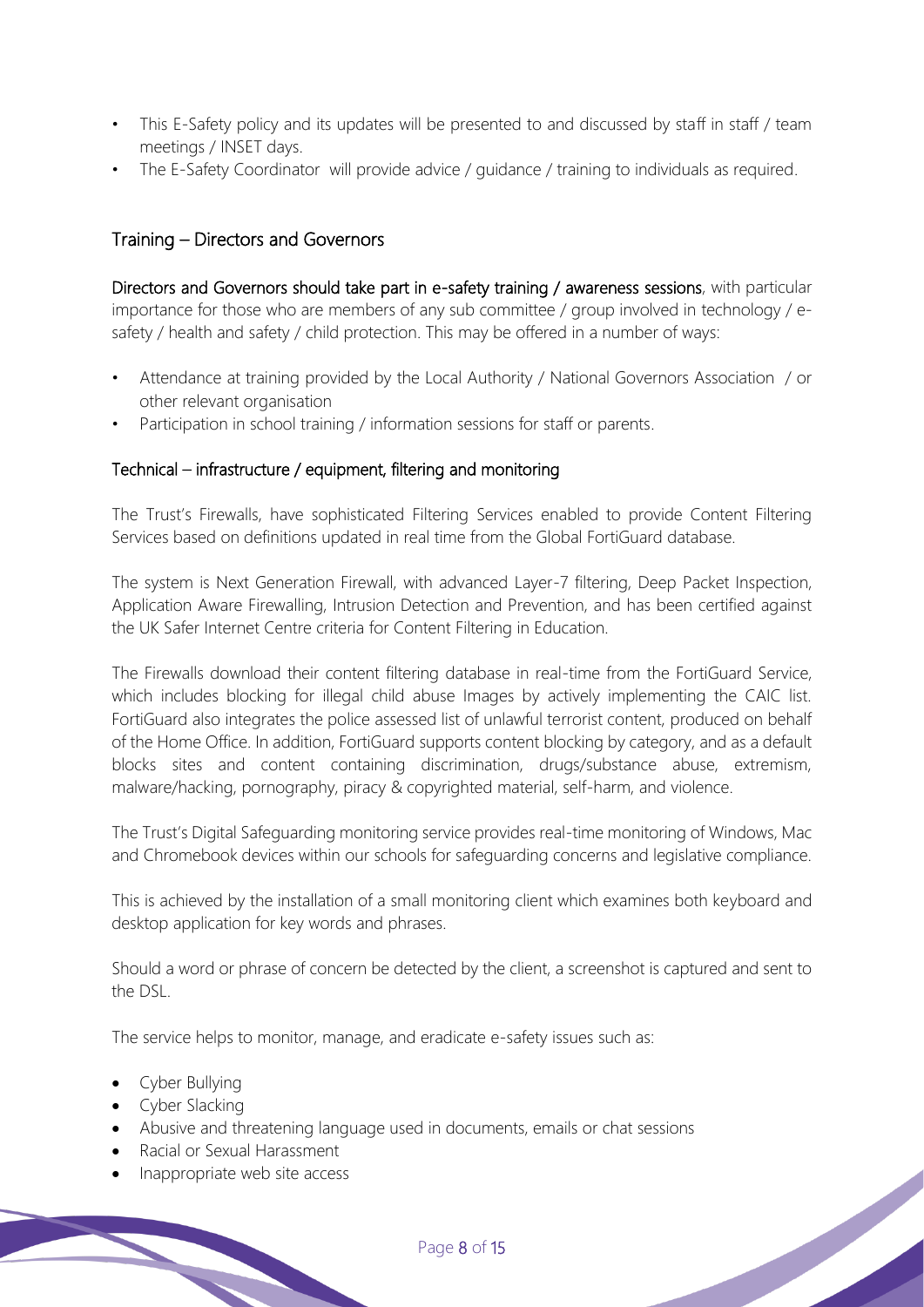- This E-Safety policy and its updates will be presented to and discussed by staff in staff / team meetings / INSET days.
- The E-Safety Coordinator will provide advice / guidance / training to individuals as required.

## Training – Directors and Governors

**Directors and Governors should take part in e-safety training / awareness sessions**, with particular importance for those who are members of any sub committee / group involved in technology / e-safety / health and safety / child protection. This may be offered in a number of ways:

- Attendance at training provided by the Local Authority / National Governors Association / or other relevant organisation
- Participation in school training / information sessions for staff or parents.

## Technical – infrastructure / equipment, filtering and monitoring

The Trust's Firewalls, have sophisticated Filtering Services enabled to provide Content Filtering Services based on definitions updated in real time from the Global FortiGuard database.

The system is Next Generation Firewall, with advanced Layer-7 filtering, Deep Packet Inspection, Application Aware Firewalling, Intrusion Detection and Prevention, and has been certified against the UK Safer Internet Centre criteria for Content Filtering in Education.

The Firewalls download their content filtering database in real-time from the FortiGuard Service, which includes blocking for illegal child abuse Images by actively implementing the CAIC list. FortiGuard also integrates the police assessed list of unlawful terrorist content, produced on behalf of the Home Office. In addition, FortiGuard supports content blocking by category, and as a default blocks sites and content containing discrimination, drugs/substance abuse, extremism, malware/hacking, pornography, piracy & copyrighted material, self-harm, and violence.

The Trust's Digital Safeguarding monitoring service provides real-time monitoring of Windows, Mac and Chromebook devices within our schools for safeguarding concerns and legislative compliance.

This is achieved by the installation of a small monitoring client which examines both keyboard and desktop application for key words and phrases.

Should a word or phrase of concern be detected by the client, a screenshot is captured and sent to the DSL.

The service helps to monitor, manage, and eradicate e-safety issues such as:

- Cyber Bullying
- Cyber Slacking
- Abusive and threatening language used in documents, emails or chat sessions
- Racial or Sexual Harassment
- Inappropriate web site access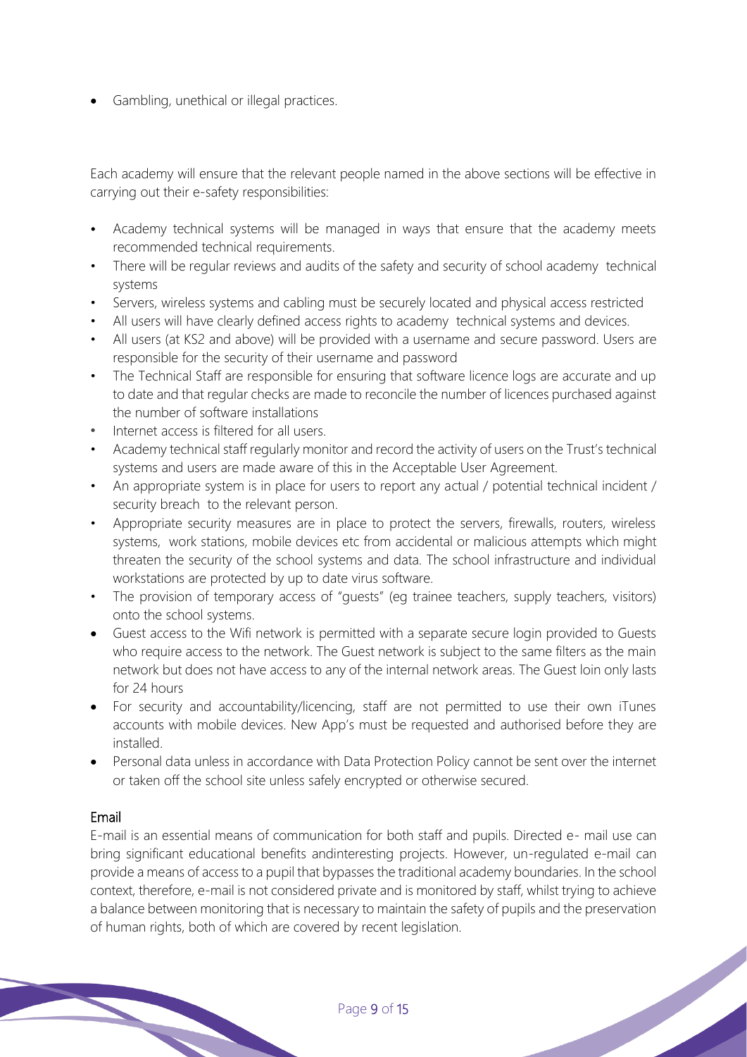- Gambling, unethical or illegal practices.

Each academy will ensure that the relevant people named in the above sections will be effective in carrying out their e-safety responsibilities:

- Academy technical systems will be managed in ways that ensure that the academy meets recommended technical requirements.
- There will be regular reviews and audits of the safety and security of school academy technical systems
- Servers, wireless systems and cabling must be securely located and physical access restricted
- All users will have clearly defined access rights to academy technical systems and devices.
- All users (at KS2 and above) will be provided with a username and secure password. Users are responsible for the security of their username and password
- The Technical Staff are responsible for ensuring that software licence logs are accurate and up to date and that regular checks are made to reconcile the number of licences purchased against the number of software installations
- Internet access is filtered for all users.
- Academy technical staff regularly monitor and record the activity of users on the Trust's technical systems and users are made aware of this in the Acceptable User Agreement.
- An appropriate system is in place for users to report any actual / potential technical incident / security breach to the relevant person.
- Appropriate security measures are in place to protect the servers, firewalls, routers, wireless systems, work stations, mobile devices etc from accidental or malicious attempts which might threaten the security of the school systems and data. The school infrastructure and individual workstations are protected by up to date virus software.
- The provision of temporary access of "guests" (eg trainee teachers, supply teachers, visitors) onto the school systems.
- Guest access to the Wifi network is permitted with a separate secure login provided to Guests who require access to the network. The Guest network is subject to the same filters as the main network but does not have access to any of the internal network areas. The Guest loin only lasts for 24 hours
- For security and accountability/licencing, staff are not permitted to use their own iTunes accounts with mobile devices. New App's must be requested and authorised before they are installed.
- Personal data unless in accordance with Data Protection Policy cannot be sent over the internet or taken off the school site unless safely encrypted or otherwise secured.

## Email

E-mail is an essential means of communication for both staff and pupils. Directed e- mail use can bring significant educational benefits andinteresting projects. However, un-regulated e-mail can provide a means of access to a pupil that bypasses the traditional academy boundaries. In the school context, therefore, e-mail is not considered private and is monitored by staff, whilst trying to achieve a balance between monitoring that is necessary to maintain the safety of pupils and the preservation of human rights, both of which are covered by recent legislation.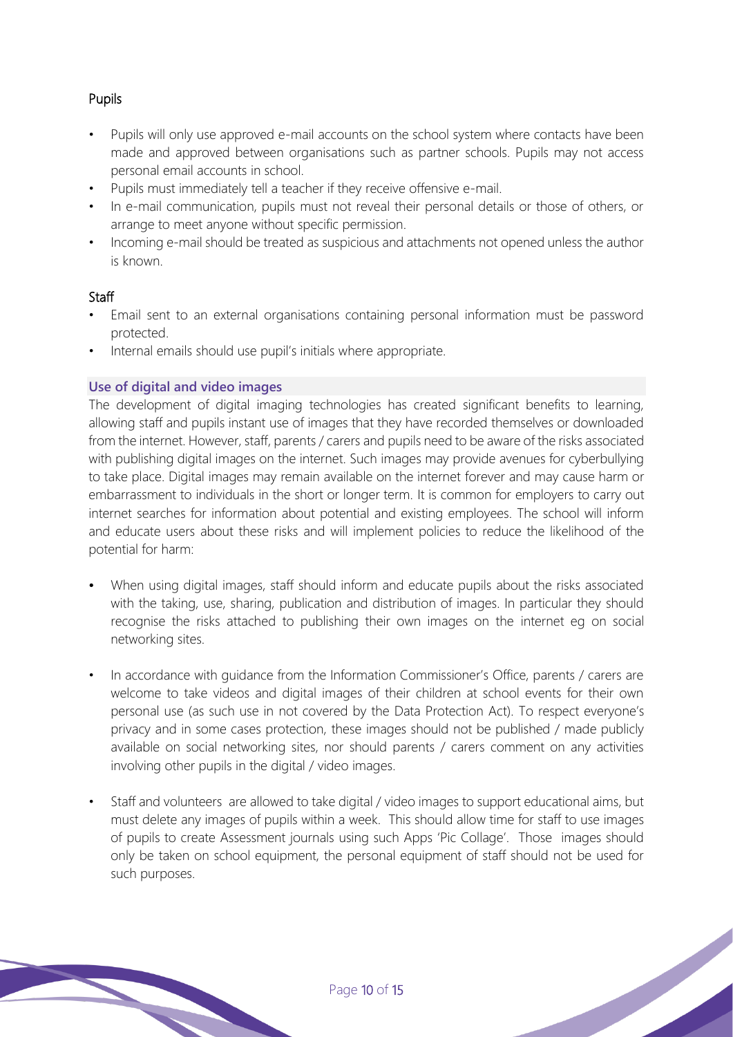### Pupils

- Pupils will only use approved e-mail accounts on the school system where contacts have been made and approved between organisations such as partner schools. Pupils may not access personal email accounts in school.
- Pupils must immediately tell a teacher if they receive offensive e-mail.
- In e-mail communication, pupils must not reveal their personal details or those of others, or arrange to meet anyone without specific permission.
- Incoming e-mail should be treated as suspicious and attachments not opened unless the author is known.

### Staff

- Email sent to an external organisations containing personal information must be password protected.
- Internal emails should use pupil's initials where appropriate.

### Use of digital and video images

The development of digital imaging technologies has created significant benefits to learning, allowing staff and pupils instant use of images that they have recorded themselves or downloaded from the internet. However, staff, parents / carers and pupils need to be aware of the risks associated with publishing digital images on the internet. Such images may provide avenues for cyberbullying to take place. Digital images may remain available on the internet forever and may cause harm or embarrassment to individuals in the short or longer term. It is common for employers to carry out internet searches for information about potential and existing employees. The school will inform and educate users about these risks and will implement policies to reduce the likelihood of the potential for harm:

- When using digital images, staff should inform and educate pupils about the risks associated with the taking, use, sharing, publication and distribution of images. In particular they should recognise the risks attached to publishing their own images on the internet eg on social networking sites.

- In accordance with guidance from the Information Commissioner's Office, parents / carers are welcome to take videos and digital images of their children at school events for their own personal use (as such use in not covered by the Data Protection Act). To respect everyone's privacy and in some cases protection, these images should not be published / made publicly available on social networking sites, nor should parents / carers comment on any activities involving other pupils in the digital / video images.

- Staff and volunteers are allowed to take digital / video images to support educational aims, but must delete any images of pupils within a week. This should allow time for staff to use images of pupils to create Assessment journals using such Apps 'Pic Collage'. Those images should only be taken on school equipment, the personal equipment of staff should not be used for such purposes.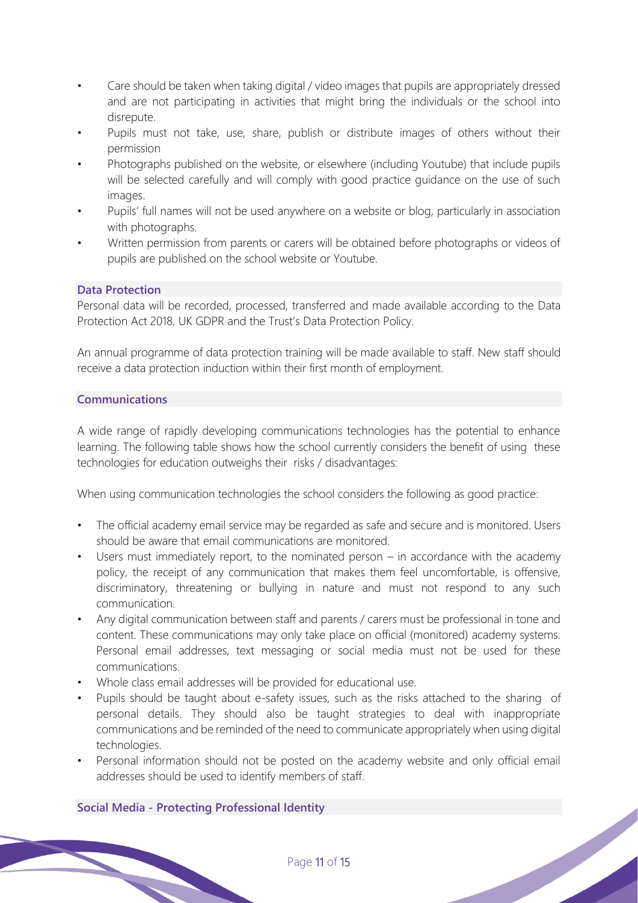- Care should be taken when taking digital / video images that pupils are appropriately dressed and are not participating in activities that might bring the individuals or the school into disrepute.
- Pupils must not take, use, share, publish or distribute images of others without their permission
- Photographs published on the website, or elsewhere (including Youtube) that include pupils will be selected carefully and will comply with good practice guidance on the use of such images.
- Pupils' full names will not be used anywhere on a website or blog, particularly in association with photographs.
- Written permission from parents or carers will be obtained before photographs or videos of pupils are published on the school website or Youtube.

### Data Protection

Personal data will be recorded, processed, transferred and made available according to the Data Protection Act 2018, UK GDPR and the Trust's Data Protection Policy.

An annual programme of data protection training will be made available to staff. New staff should receive a data protection induction within their first month of employment.

### Communications

A wide range of rapidly developing communications technologies has the potential to enhance learning. The following table shows how the school currently considers the benefit of using these technologies for education outweighs their risks / disadvantages:

When using communication technologies the school considers the following as good practice:

- The official academy email service may be regarded as safe and secure and is monitored. Users should be aware that email communications are monitored.
- Users must immediately report, to the nominated person – in accordance with the academy policy, the receipt of any communication that makes them feel uncomfortable, is offensive, discriminatory, threatening or bullying in nature and must not respond to any such communication.
- Any digital communication between staff and parents / carers must be professional in tone and content. These communications may only take place on official (monitored) academy systems. Personal email addresses, text messaging or social media must not be used for these communications.
- Whole class email addresses will be provided for educational use.
- Pupils should be taught about e-safety issues, such as the risks attached to the sharing of personal details. They should also be taught strategies to deal with inappropriate communications and be reminded of the need to communicate appropriately when using digital technologies.
- Personal information should not be posted on the academy website and only official email addresses should be used to identify members of staff.

### Social Media - Protecting Professional Identity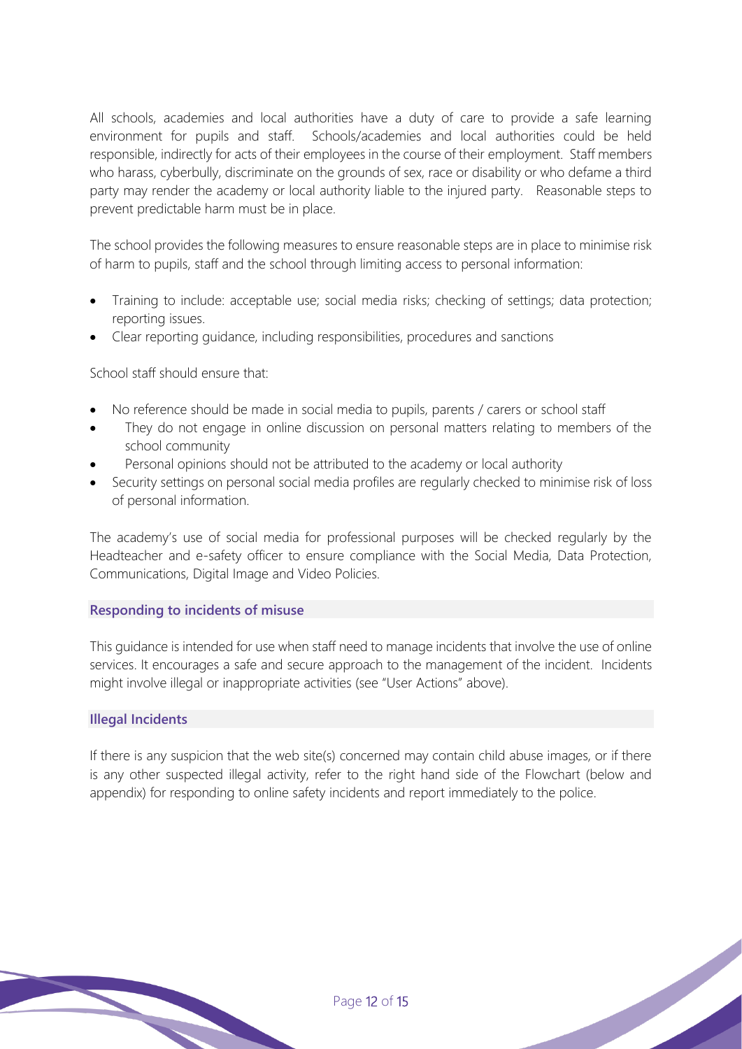All schools, academies and local authorities have a duty of care to provide a safe learning environment for pupils and staff. Schools/academies and local authorities could be held responsible, indirectly for acts of their employees in the course of their employment. Staff members who harass, cyberbully, discriminate on the grounds of sex, race or disability or who defame a third party may render the academy or local authority liable to the injured party. Reasonable steps to prevent predictable harm must be in place.

The school provides the following measures to ensure reasonable steps are in place to minimise risk of harm to pupils, staff and the school through limiting access to personal information:

- Training to include: acceptable use; social media risks; checking of settings; data protection; reporting issues.
- Clear reporting guidance, including responsibilities, procedures and sanctions

School staff should ensure that:

- No reference should be made in social media to pupils, parents / carers or school staff
- They do not engage in online discussion on personal matters relating to members of the school community
- Personal opinions should not be attributed to the academy or local authority
- Security settings on personal social media profiles are regularly checked to minimise risk of loss of personal information.

The academy's use of social media for professional purposes will be checked regularly by the Headteacher and e-safety officer to ensure compliance with the Social Media, Data Protection, Communications, Digital Image and Video Policies.

### Responding to incidents of misuse

This guidance is intended for use when staff need to manage incidents that involve the use of online services. It encourages a safe and secure approach to the management of the incident. Incidents might involve illegal or inappropriate activities (see "User Actions" above).

### Illegal Incidents

If there is any suspicion that the web site(s) concerned may contain child abuse images, or if there is any other suspected illegal activity, refer to the right hand side of the Flowchart (below and appendix) for responding to online safety incidents and report immediately to the police.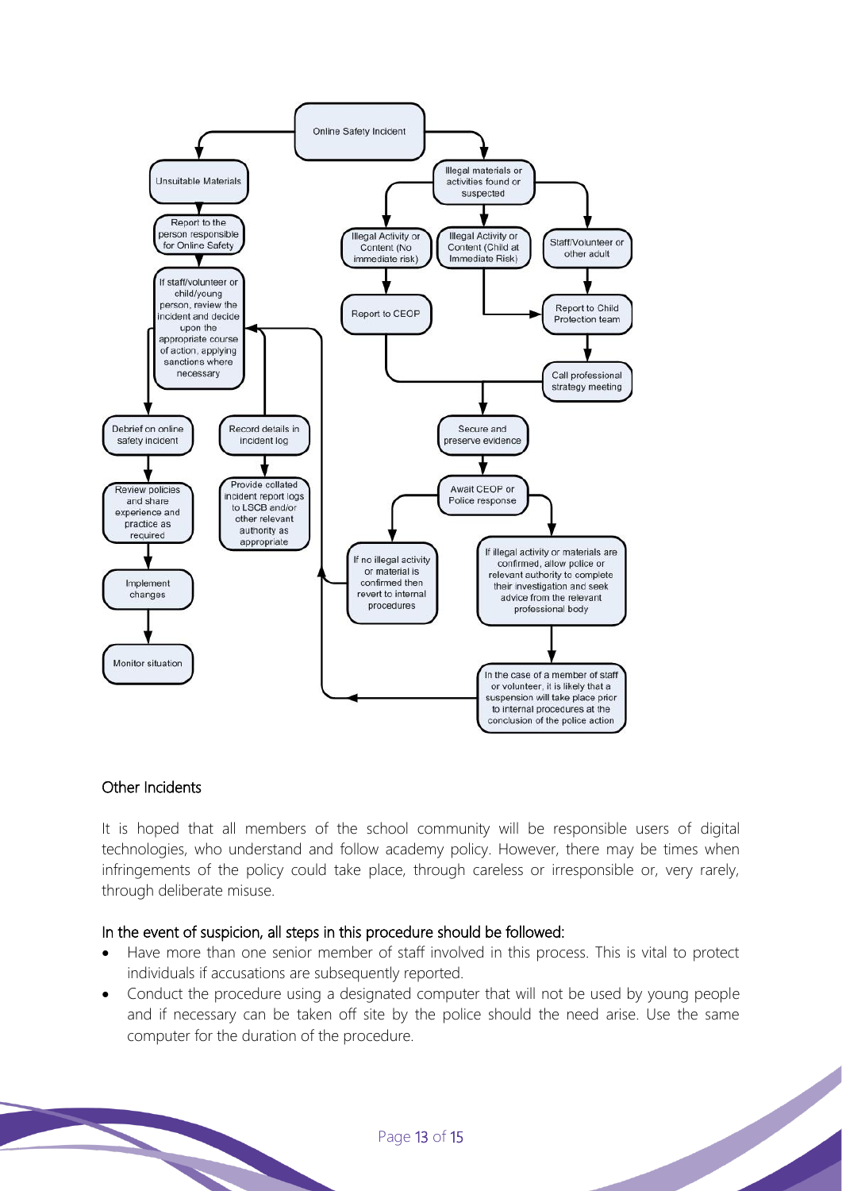**Online Safety Incident**

- **Unsuitable Materials**
  - Report to the person responsible for Online Safety
  - If staff/volunteer or child/young person, review the incident and decide upon the appropriate course of action, applying sanctions where necessary
    - Debrief on online safety incident
      - Review policies and share experience and practice as required
      - Implement changes
      - Monitor situation
    - Record details in incident log
      - Provide collated incident report logs to LSCB and/or other relevant authority as appropriate

- **Illegal materials or activities found or suspected**
  - Illegal Activity or Content (No immediate risk)
    - Report to CEOP
  - Illegal Activity or Content (Child at Immediate Risk)
    - Report to Child Protection team
  - Staff/Volunteer or other adult
    - Report to Child Protection team
    - Call professional strategy meeting
  - Secure and preserve evidence
  - Await CEOP or Police response
    - If no illegal activity or material is confirmed then revert to internal procedures
    - If illegal activity or materials are confirmed, allow police or relevant authority to complete their investigation and seek advice from the relevant professional body
      - In the case of a member of staff or volunteer, it is likely that a suspension will take place prior to internal procedures at the conclusion of the police action

## Other Incidents

It is hoped that all members of the school community will be responsible users of digital technologies, who understand and follow academy policy. However, there may be times when infringements of the policy could take place, through careless or irresponsible or, very rarely, through deliberate misuse.

### In the event of suspicion, all steps in this procedure should be followed:

- Have more than one senior member of staff involved in this process. This is vital to protect individuals if accusations are subsequently reported.
- Conduct the procedure using a designated computer that will not be used by young people and if necessary can be taken off site by the police should the need arise. Use the same computer for the duration of the procedure.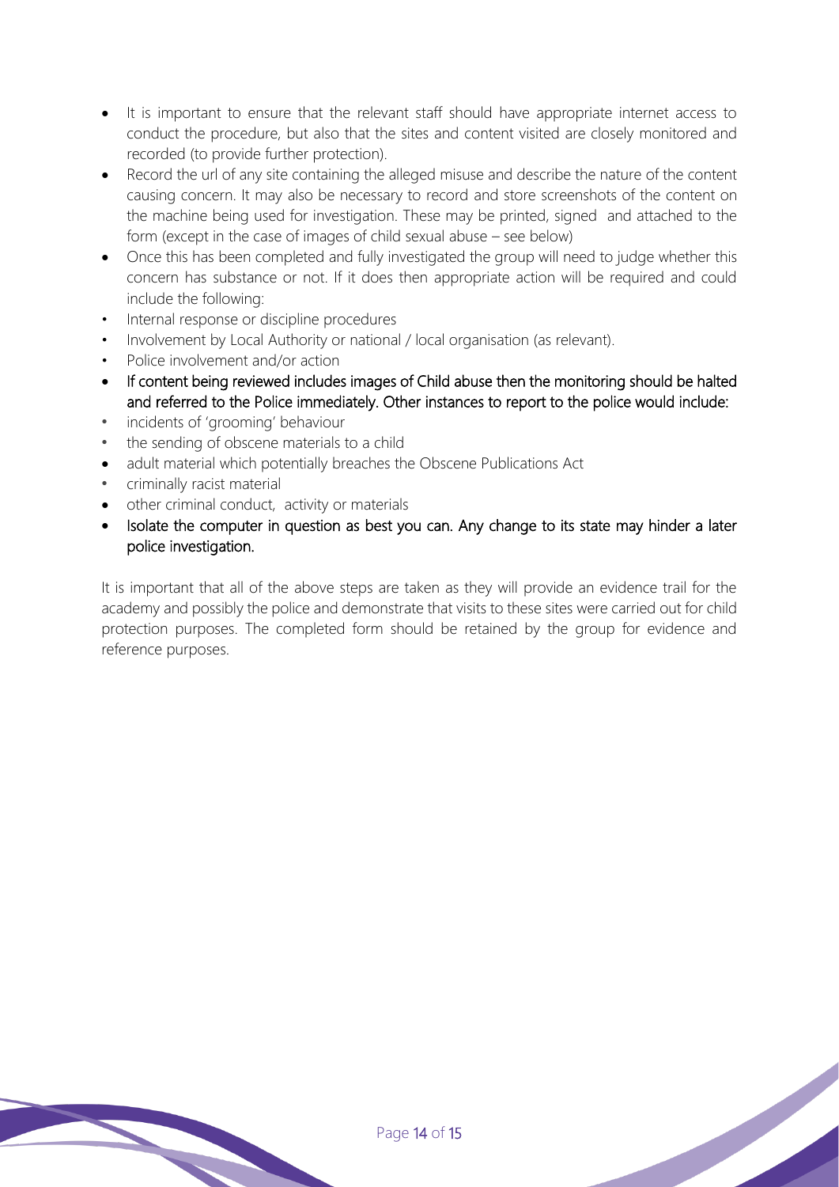- It is important to ensure that the relevant staff should have appropriate internet access to conduct the procedure, but also that the sites and content visited are closely monitored and recorded (to provide further protection).
- Record the url of any site containing the alleged misuse and describe the nature of the content causing concern. It may also be necessary to record and store screenshots of the content on the machine being used for investigation. These may be printed, signed and attached to the form (except in the case of images of child sexual abuse – see below)
- Once this has been completed and fully investigated the group will need to judge whether this concern has substance or not. If it does then appropriate action will be required and could include the following:
- Internal response or discipline procedures
- Involvement by Local Authority or national / local organisation (as relevant).
- Police involvement and/or action
- If content being reviewed includes images of Child abuse then the monitoring should be halted and referred to the Police immediately. Other instances to report to the police would include:
- incidents of 'grooming' behaviour
- the sending of obscene materials to a child
- adult material which potentially breaches the Obscene Publications Act
- criminally racist material
- other criminal conduct, activity or materials
- Isolate the computer in question as best you can. Any change to its state may hinder a later police investigation.

It is important that all of the above steps are taken as they will provide an evidence trail for the academy and possibly the police and demonstrate that visits to these sites were carried out for child protection purposes. The completed form should be retained by the group for evidence and reference purposes.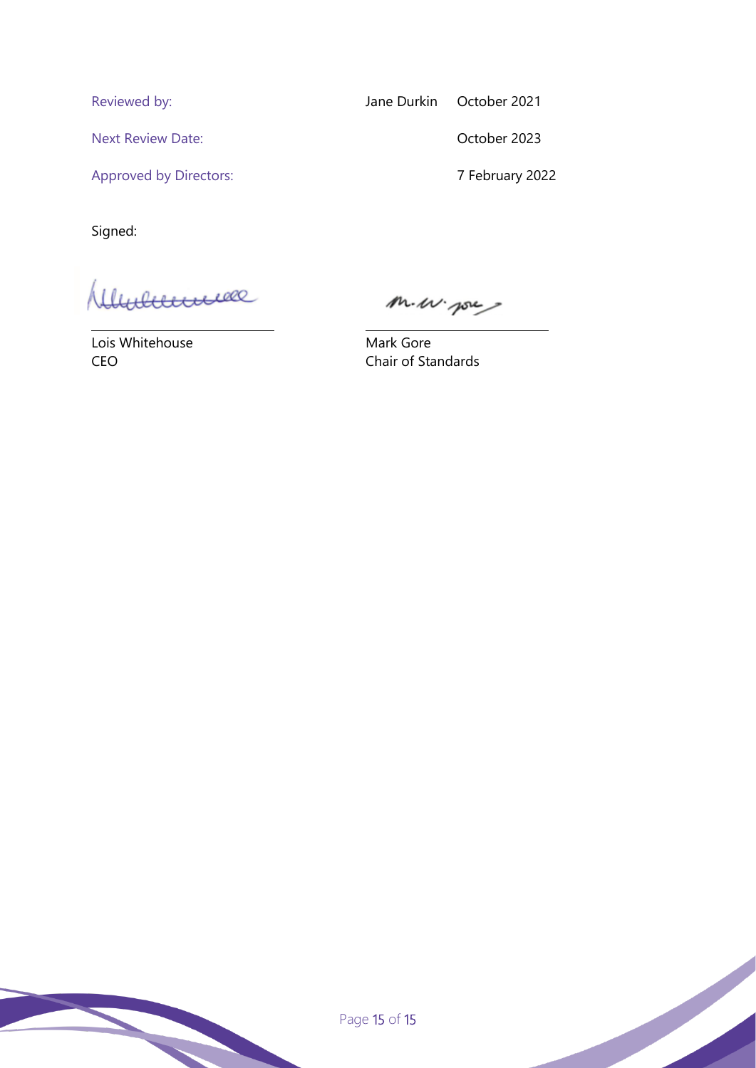| | | |
| --- | --- | --- |
| Reviewed by: | Jane Durkin | October 2021 |
| Next Review Date: | | October 2023 |
| Approved by Directors: | | 7 February 2022 |

Signed:

| | |
| --- | --- |
| Lois Whitehouse | Mark Gore |
| CEO | Chair of Standards |